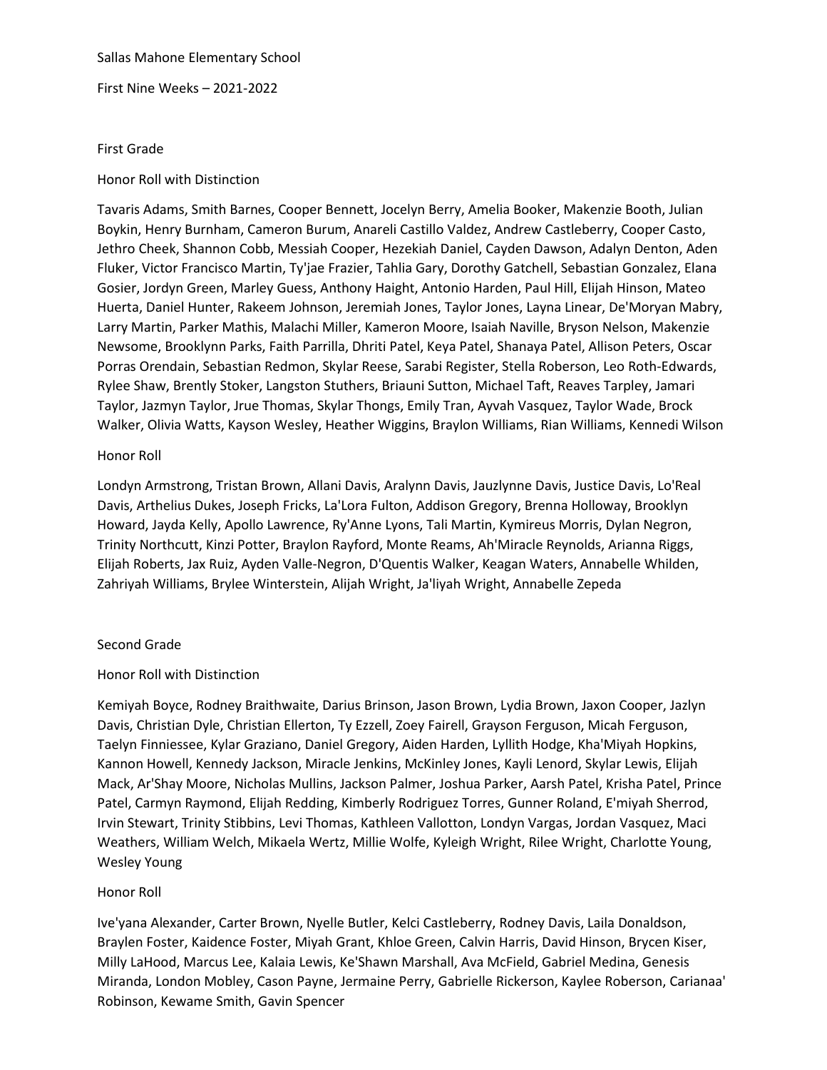Sallas Mahone Elementary School

First Nine Weeks – 2021-2022

## First Grade

### Honor Roll with Distinction

Tavaris Adams, Smith Barnes, Cooper Bennett, Jocelyn Berry, Amelia Booker, Makenzie Booth, Julian Boykin, Henry Burnham, Cameron Burum, Anareli Castillo Valdez, Andrew Castleberry, Cooper Casto, Jethro Cheek, Shannon Cobb, Messiah Cooper, Hezekiah Daniel, Cayden Dawson, Adalyn Denton, Aden Fluker, Victor Francisco Martin, Ty'jae Frazier, Tahlia Gary, Dorothy Gatchell, Sebastian Gonzalez, Elana Gosier, Jordyn Green, Marley Guess, Anthony Haight, Antonio Harden, Paul Hill, Elijah Hinson, Mateo Huerta, Daniel Hunter, Rakeem Johnson, Jeremiah Jones, Taylor Jones, Layna Linear, De'Moryan Mabry, Larry Martin, Parker Mathis, Malachi Miller, Kameron Moore, Isaiah Naville, Bryson Nelson, Makenzie Newsome, Brooklynn Parks, Faith Parrilla, Dhriti Patel, Keya Patel, Shanaya Patel, Allison Peters, Oscar Porras Orendain, Sebastian Redmon, Skylar Reese, Sarabi Register, Stella Roberson, Leo Roth-Edwards, Rylee Shaw, Brently Stoker, Langston Stuthers, Briauni Sutton, Michael Taft, Reaves Tarpley, Jamari Taylor, Jazmyn Taylor, Jrue Thomas, Skylar Thongs, Emily Tran, Ayvah Vasquez, Taylor Wade, Brock Walker, Olivia Watts, Kayson Wesley, Heather Wiggins, Braylon Williams, Rian Williams, Kennedi Wilson

### Honor Roll

Londyn Armstrong, Tristan Brown, Allani Davis, Aralynn Davis, Jauzlynne Davis, Justice Davis, Lo'Real Davis, Arthelius Dukes, Joseph Fricks, La'Lora Fulton, Addison Gregory, Brenna Holloway, Brooklyn Howard, Jayda Kelly, Apollo Lawrence, Ry'Anne Lyons, Tali Martin, Kymireus Morris, Dylan Negron, Trinity Northcutt, Kinzi Potter, Braylon Rayford, Monte Reams, Ah'Miracle Reynolds, Arianna Riggs, Elijah Roberts, Jax Ruiz, Ayden Valle-Negron, D'Quentis Walker, Keagan Waters, Annabelle Whilden, Zahriyah Williams, Brylee Winterstein, Alijah Wright, Ja'liyah Wright, Annabelle Zepeda

## Second Grade

### Honor Roll with Distinction

Kemiyah Boyce, Rodney Braithwaite, Darius Brinson, Jason Brown, Lydia Brown, Jaxon Cooper, Jazlyn Davis, Christian Dyle, Christian Ellerton, Ty Ezzell, Zoey Fairell, Grayson Ferguson, Micah Ferguson, Taelyn Finniessee, Kylar Graziano, Daniel Gregory, Aiden Harden, Lyllith Hodge, Kha'Miyah Hopkins, Kannon Howell, Kennedy Jackson, Miracle Jenkins, McKinley Jones, Kayli Lenord, Skylar Lewis, Elijah Mack, Ar'Shay Moore, Nicholas Mullins, Jackson Palmer, Joshua Parker, Aarsh Patel, Krisha Patel, Prince Patel, Carmyn Raymond, Elijah Redding, Kimberly Rodriguez Torres, Gunner Roland, E'miyah Sherrod, Irvin Stewart, Trinity Stibbins, Levi Thomas, Kathleen Vallotton, Londyn Vargas, Jordan Vasquez, Maci Weathers, William Welch, Mikaela Wertz, Millie Wolfe, Kyleigh Wright, Rilee Wright, Charlotte Young, Wesley Young

### Honor Roll

Ive'yana Alexander, Carter Brown, Nyelle Butler, Kelci Castleberry, Rodney Davis, Laila Donaldson, Braylen Foster, Kaidence Foster, Miyah Grant, Khloe Green, Calvin Harris, David Hinson, Brycen Kiser, Milly LaHood, Marcus Lee, Kalaia Lewis, Ke'Shawn Marshall, Ava McField, Gabriel Medina, Genesis Miranda, London Mobley, Cason Payne, Jermaine Perry, Gabrielle Rickerson, Kaylee Roberson, Carianaa' Robinson, Kewame Smith, Gavin Spencer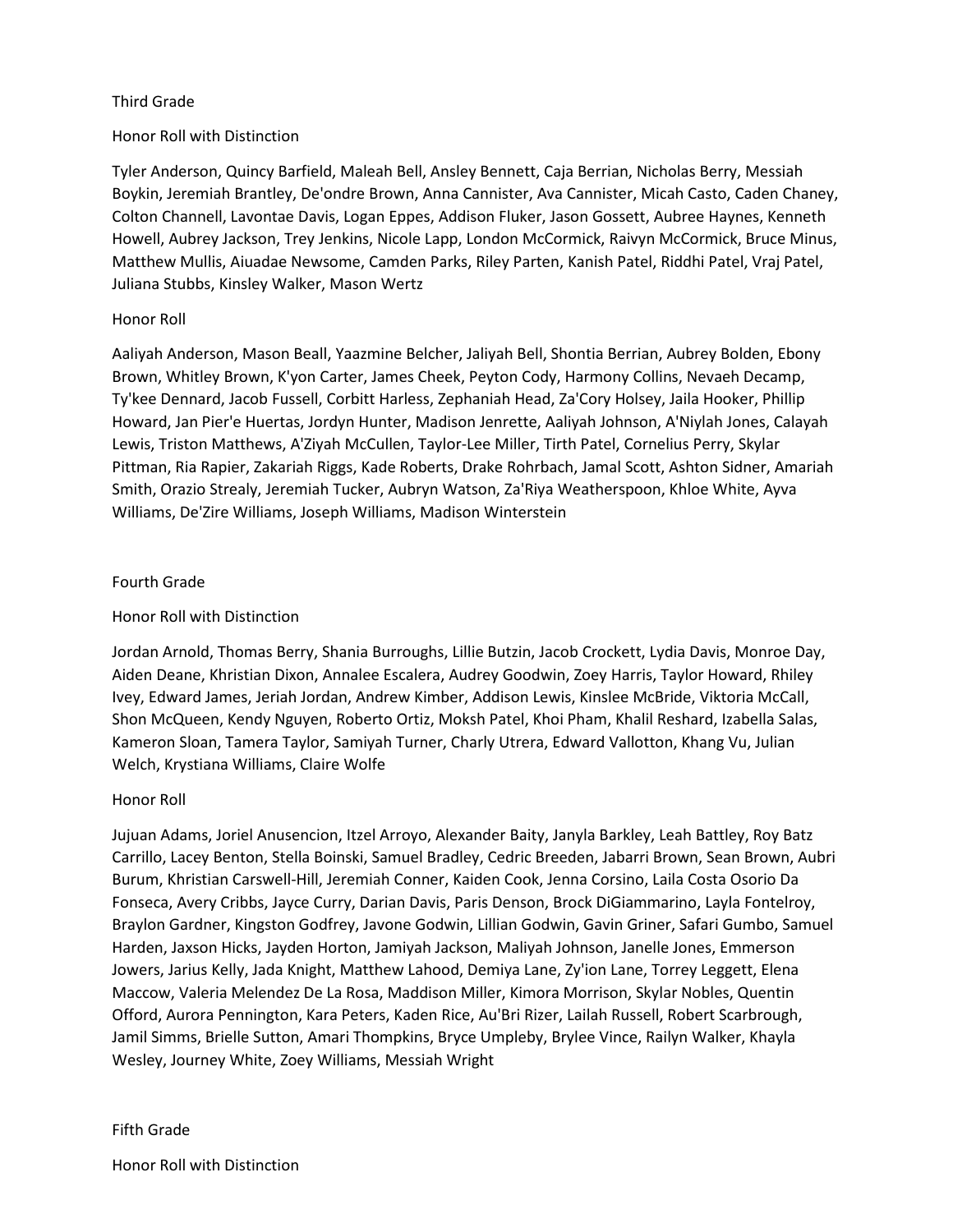## Third Grade

### Honor Roll with Distinction

Tyler Anderson, Quincy Barfield, Maleah Bell, Ansley Bennett, Caja Berrian, Nicholas Berry, Messiah Boykin, Jeremiah Brantley, De'ondre Brown, Anna Cannister, Ava Cannister, Micah Casto, Caden Chaney, Colton Channell, Lavontae Davis, Logan Eppes, Addison Fluker, Jason Gossett, Aubree Haynes, Kenneth Howell, Aubrey Jackson, Trey Jenkins, Nicole Lapp, London McCormick, Raivyn McCormick, Bruce Minus, Matthew Mullis, Aiuadae Newsome, Camden Parks, Riley Parten, Kanish Patel, Riddhi Patel, Vraj Patel, Juliana Stubbs, Kinsley Walker, Mason Wertz

### Honor Roll

Aaliyah Anderson, Mason Beall, Yaazmine Belcher, Jaliyah Bell, Shontia Berrian, Aubrey Bolden, Ebony Brown, Whitley Brown, K'yon Carter, James Cheek, Peyton Cody, Harmony Collins, Nevaeh Decamp, Ty'kee Dennard, Jacob Fussell, Corbitt Harless, Zephaniah Head, Za'Cory Holsey, Jaila Hooker, Phillip Howard, Jan Pier'e Huertas, Jordyn Hunter, Madison Jenrette, Aaliyah Johnson, A'Niylah Jones, Calayah Lewis, Triston Matthews, A'Ziyah McCullen, Taylor-Lee Miller, Tirth Patel, Cornelius Perry, Skylar Pittman, Ria Rapier, Zakariah Riggs, Kade Roberts, Drake Rohrbach, Jamal Scott, Ashton Sidner, Amariah Smith, Orazio Strealy, Jeremiah Tucker, Aubryn Watson, Za'Riya Weatherspoon, Khloe White, Ayva Williams, De'Zire Williams, Joseph Williams, Madison Winterstein

## Fourth Grade

### Honor Roll with Distinction

Jordan Arnold, Thomas Berry, Shania Burroughs, Lillie Butzin, Jacob Crockett, Lydia Davis, Monroe Day, Aiden Deane, Khristian Dixon, Annalee Escalera, Audrey Goodwin, Zoey Harris, Taylor Howard, Rhiley Ivey, Edward James, Jeriah Jordan, Andrew Kimber, Addison Lewis, Kinslee McBride, Viktoria McCall, Shon McQueen, Kendy Nguyen, Roberto Ortiz, Moksh Patel, Khoi Pham, Khalil Reshard, Izabella Salas, Kameron Sloan, Tamera Taylor, Samiyah Turner, Charly Utrera, Edward Vallotton, Khang Vu, Julian Welch, Krystiana Williams, Claire Wolfe

### Honor Roll

Jujuan Adams, Joriel Anusencion, Itzel Arroyo, Alexander Baity, Janyla Barkley, Leah Battley, Roy Batz Carrillo, Lacey Benton, Stella Boinski, Samuel Bradley, Cedric Breeden, Jabarri Brown, Sean Brown, Aubri Burum, Khristian Carswell-Hill, Jeremiah Conner, Kaiden Cook, Jenna Corsino, Laila Costa Osorio Da Fonseca, Avery Cribbs, Jayce Curry, Darian Davis, Paris Denson, Brock DiGiammarino, Layla Fontelroy, Braylon Gardner, Kingston Godfrey, Javone Godwin, Lillian Godwin, Gavin Griner, Safari Gumbo, Samuel Harden, Jaxson Hicks, Jayden Horton, Jamiyah Jackson, Maliyah Johnson, Janelle Jones, Emmerson Jowers, Jarius Kelly, Jada Knight, Matthew Lahood, Demiya Lane, Zy'ion Lane, Torrey Leggett, Elena Maccow, Valeria Melendez De La Rosa, Maddison Miller, Kimora Morrison, Skylar Nobles, Quentin Offord, Aurora Pennington, Kara Peters, Kaden Rice, Au'Bri Rizer, Lailah Russell, Robert Scarbrough, Jamil Simms, Brielle Sutton, Amari Thompkins, Bryce Umpleby, Brylee Vince, Railyn Walker, Khayla Wesley, Journey White, Zoey Williams, Messiah Wright

## Fifth Grade

### Honor Roll with Distinction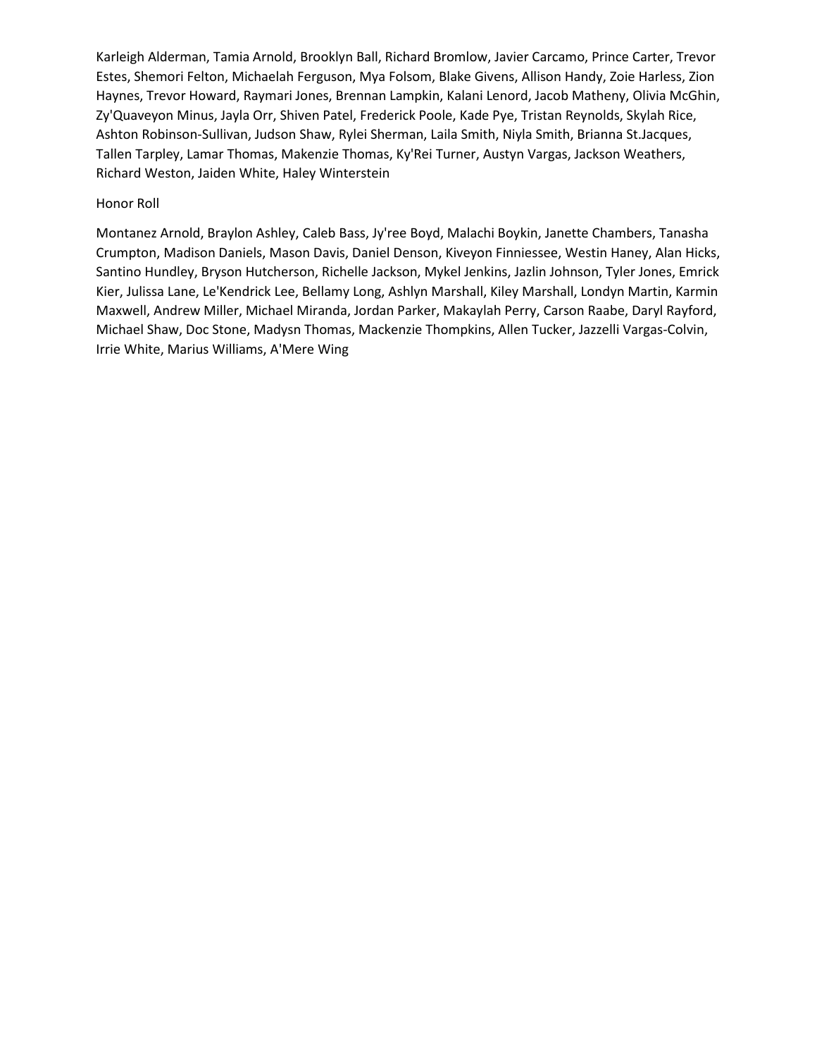Karleigh Alderman, Tamia Arnold, Brooklyn Ball, Richard Bromlow, Javier Carcamo, Prince Carter, Trevor Estes, Shemori Felton, Michaelah Ferguson, Mya Folsom, Blake Givens, Allison Handy, Zoie Harless, Zion Haynes, Trevor Howard, Raymari Jones, Brennan Lampkin, Kalani Lenord, Jacob Matheny, Olivia McGhin, Zy'Quaveyon Minus, Jayla Orr, Shiven Patel, Frederick Poole, Kade Pye, Tristan Reynolds, Skylah Rice, Ashton Robinson-Sullivan, Judson Shaw, Rylei Sherman, Laila Smith, Niyla Smith, Brianna St.Jacques, Tallen Tarpley, Lamar Thomas, Makenzie Thomas, Ky'Rei Turner, Austyn Vargas, Jackson Weathers, Richard Weston, Jaiden White, Haley Winterstein

Honor Roll

Montanez Arnold, Braylon Ashley, Caleb Bass, Jy'ree Boyd, Malachi Boykin, Janette Chambers, Tanasha Crumpton, Madison Daniels, Mason Davis, Daniel Denson, Kiveyon Finniessee, Westin Haney, Alan Hicks, Santino Hundley, Bryson Hutcherson, Richelle Jackson, Mykel Jenkins, Jazlin Johnson, Tyler Jones, Emrick Kier, Julissa Lane, Le'Kendrick Lee, Bellamy Long, Ashlyn Marshall, Kiley Marshall, Londyn Martin, Karmin Maxwell, Andrew Miller, Michael Miranda, Jordan Parker, Makaylah Perry, Carson Raabe, Daryl Rayford, Michael Shaw, Doc Stone, Madysn Thomas, Mackenzie Thompkins, Allen Tucker, Jazzelli Vargas-Colvin, Irrie White, Marius Williams, A'Mere Wing